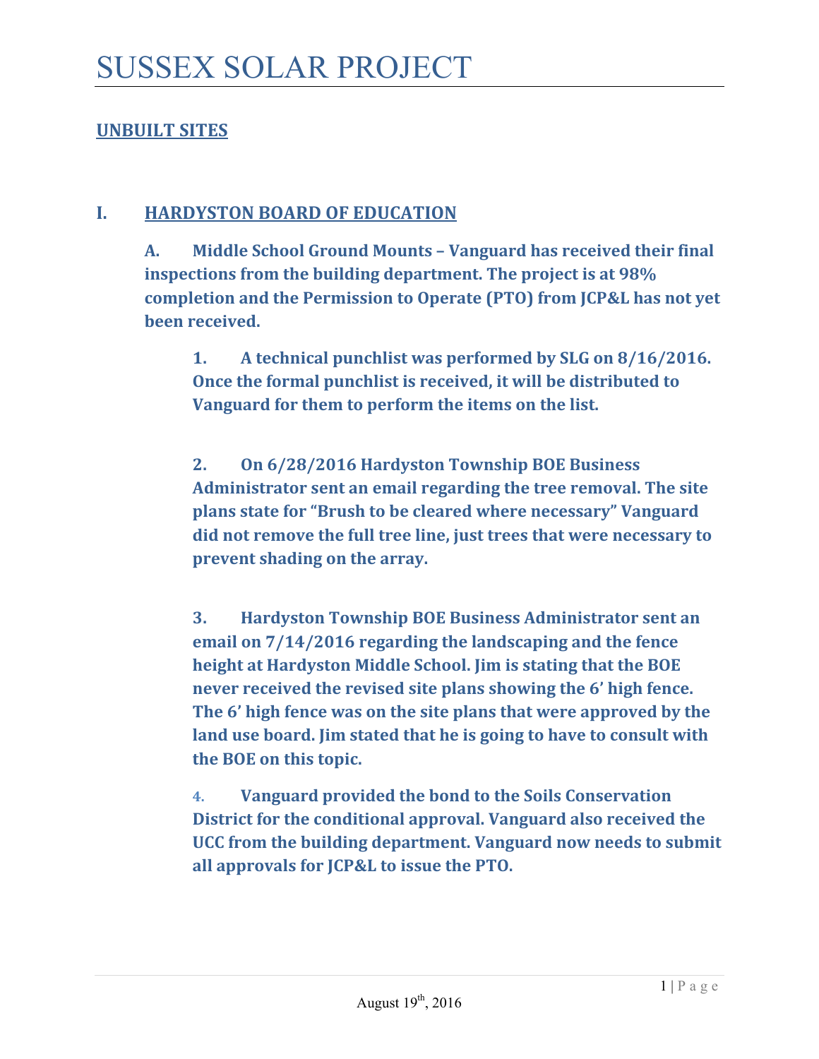# SUSSEX SOLAR PROJECT

## UNBUILT SITES

## I. HARDYSTON BOARD OF EDUCATION

**A. Middle School Ground Mounts – Vanguard has received their final inspections from the building department. The project is at 98% completion and the Permission to Operate (PTO) from JCP&L has not yet been received.**

**1. A technical punchlist was performed by SLG on 8/16/2016. Once the formal punchlist is received, it will be distributed to Vanguard for them to perform the items on the list.**

**2. On 6/28/2016 Hardyston Township BOE Business Administrator sent an email regarding the tree removal. The site plans state for "Brush to be cleared where necessary" Vanguard did not remove the full tree line, just trees that were necessary to prevent shading on the array.**

**3. Hardyston Township BOE Business Administrator sent an email on 7/14/2016 regarding the landscaping and the fence height at Hardyston Middle School. Jim is stating that the BOE never received the revised site plans showing the 6' high fence. The 6' high fence was on the site plans that were approved by the land use board. Jim stated that he is going to have to consult with the BOE on this topic.**

**4. Vanguard provided the bond to the Soils Conservation District for the conditional approval. Vanguard also received the UCC from the building department. Vanguard now needs to submit all approvals for JCP&L to issue the PTO.**

August 19th, 2016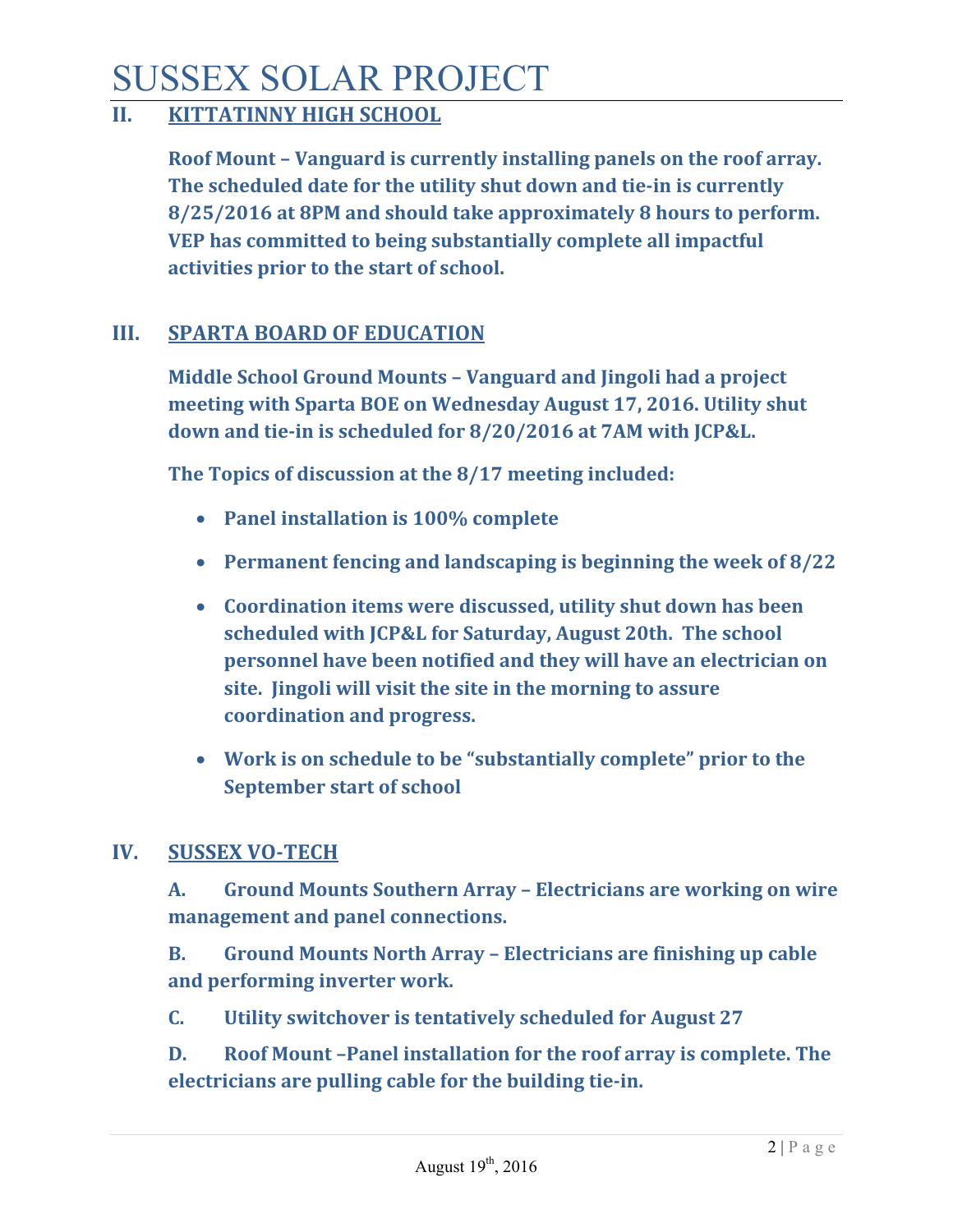## II. KITTATINNY HIGH SCHOOL

**Roof Mount – Vanguard is currently installing panels on the roof array. The scheduled date for the utility shut down and tie-in is currently 8/25/2016 at 8PM and should take approximately 8 hours to perform. VEP has committed to being substantially complete all impactful activities prior to the start of school.**

## III. SPARTA BOARD OF EDUCATION

**Middle School Ground Mounts – Vanguard and Jingoli had a project meeting with Sparta BOE on Wednesday August 17, 2016. Utility shut down and tie-in is scheduled for 8/20/2016 at 7AM with JCP&L.**

**The Topics of discussion at the 8/17 meeting included:**

- **Panel installation is 100% complete**
- **Permanent fencing and landscaping is beginning the week of 8/22**
- **Coordination items were discussed, utility shut down has been scheduled with JCP&L for Saturday, August 20th. The school personnel have been notified and they will have an electrician on site. Jingoli will visit the site in the morning to assure coordination and progress.**
- **Work is on schedule to be "substantially complete" prior to the September start of school**

## IV. SUSSEX VO-TECH

**A. Ground Mounts Southern Array – Electricians are working on wire management and panel connections.**

**B. Ground Mounts North Array – Electricians are finishing up cable and performing inverter work.**

**C. Utility switchover is tentatively scheduled for August 27**

**D. Roof Mount –Panel installation for the roof array is complete. The electricians are pulling cable for the building tie-in.**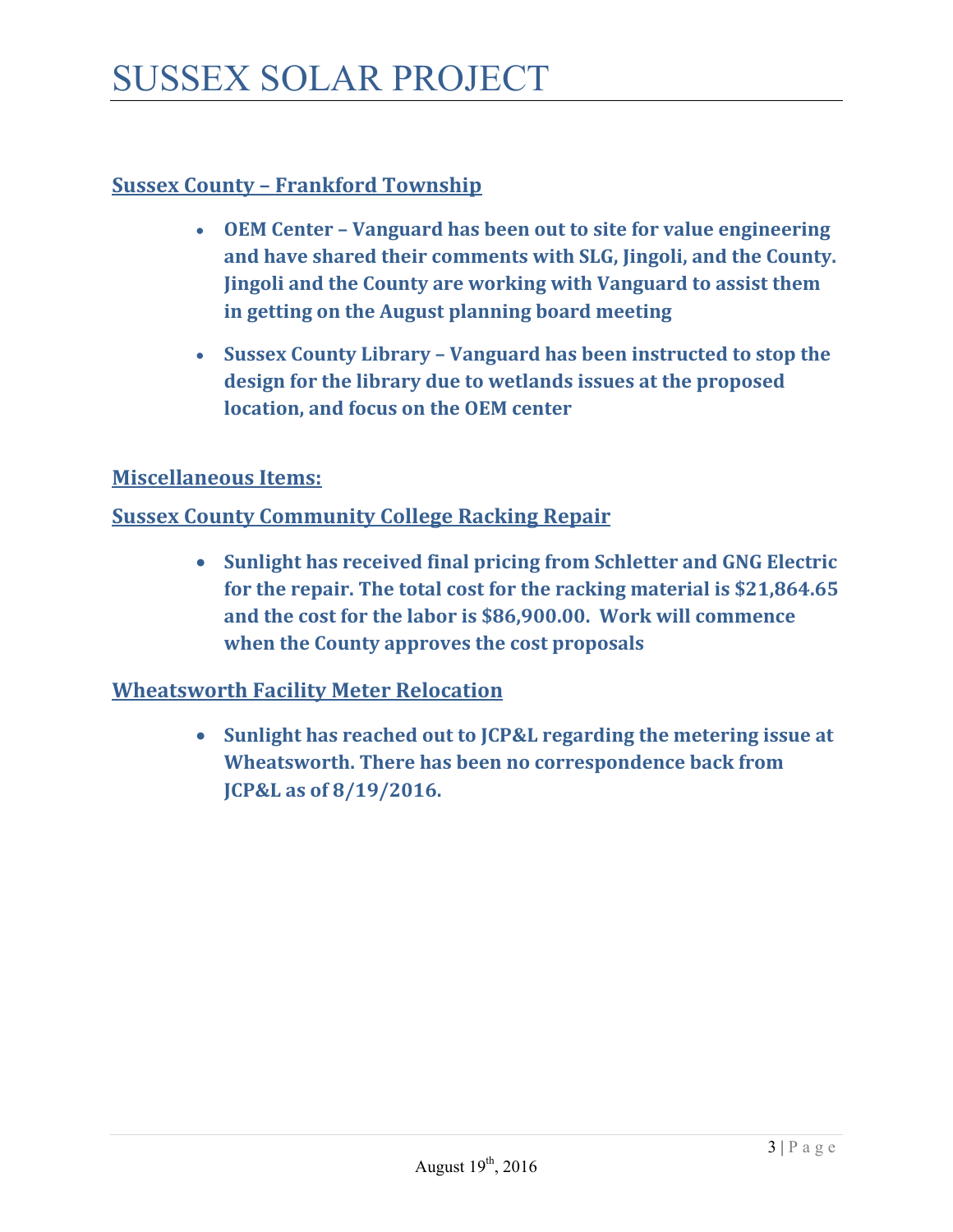## Sussex County – Frankford Township

- **OEM Center – Vanguard has been out to site for value engineering and have shared their comments with SLG, Jingoli, and the County. Jingoli and the County are working with Vanguard to assist them in getting on the August planning board meeting**
- **Sussex County Library – Vanguard has been instructed to stop the design for the library due to wetlands issues at the proposed location, and focus on the OEM center**

## Miscellaneous Items:

### Sussex County Community College Racking Repair

- **Sunlight has received final pricing from Schletter and GNG Electric for the repair. The total cost for the racking material is $21,864.65 and the cost for the labor is $86,900.00. Work will commence when the County approves the cost proposals**

### Wheatsworth Facility Meter Relocation

- **Sunlight has reached out to JCP&L regarding the metering issue at Wheatsworth. There has been no correspondence back from JCP&L as of 8/19/2016.**